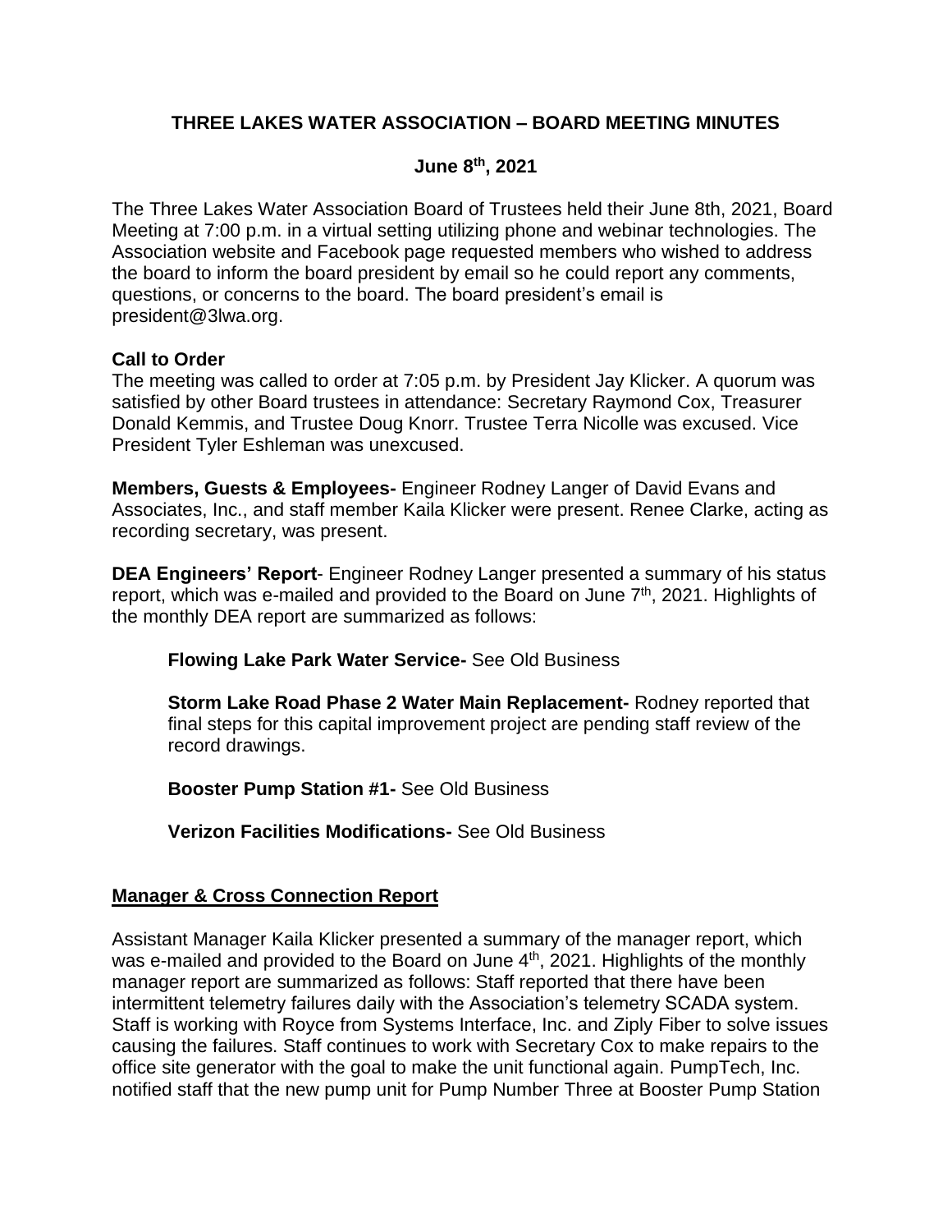# THREE LAKES WATER ASSOCIATION – BOARD MEETING MINUTES

## June 8th, 2021

The Three Lakes Water Association Board of Trustees held their June 8th, 2021, Board Meeting at 7:00 p.m. in a virtual setting utilizing phone and webinar technologies. The Association website and Facebook page requested members who wished to address the board to inform the board president by email so he could report any comments, questions, or concerns to the board. The board president's email is president@3lwa.org.

**Call to Order**
The meeting was called to order at 7:05 p.m. by President Jay Klicker. A quorum was satisfied by other Board trustees in attendance: Secretary Raymond Cox, Treasurer Donald Kemmis, and Trustee Doug Knorr. Trustee Terra Nicolle was excused. Vice President Tyler Eshleman was unexcused.

**Members, Guests & Employees-** Engineer Rodney Langer of David Evans and Associates, Inc., and staff member Kaila Klicker were present. Renee Clarke, acting as recording secretary, was present.

**DEA Engineers' Report**- Engineer Rodney Langer presented a summary of his status report, which was e-mailed and provided to the Board on June 7th, 2021. Highlights of the monthly DEA report are summarized as follows:

> **Flowing Lake Park Water Service-** See Old Business
>
> **Storm Lake Road Phase 2 Water Main Replacement-** Rodney reported that final steps for this capital improvement project are pending staff review of the record drawings.
>
> **Booster Pump Station #1-** See Old Business
>
> **Verizon Facilities Modifications-** See Old Business

**<u>Manager & Cross Connection Report</u>**

Assistant Manager Kaila Klicker presented a summary of the manager report, which was e-mailed and provided to the Board on June 4th, 2021. Highlights of the monthly manager report are summarized as follows: Staff reported that there have been intermittent telemetry failures daily with the Association's telemetry SCADA system. Staff is working with Royce from Systems Interface, Inc. and Ziply Fiber to solve issues causing the failures. Staff continues to work with Secretary Cox to make repairs to the office site generator with the goal to make the unit functional again. PumpTech, Inc. notified staff that the new pump unit for Pump Number Three at Booster Pump Station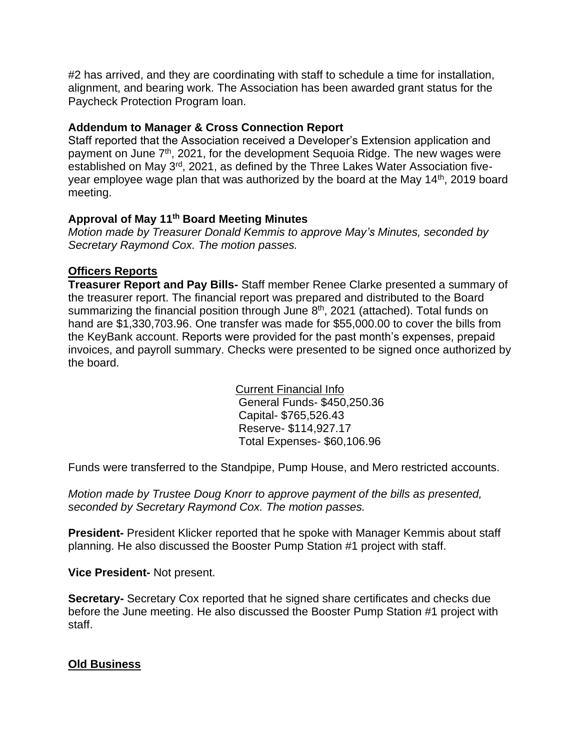#2 has arrived, and they are coordinating with staff to schedule a time for installation, alignment, and bearing work. The Association has been awarded grant status for the Paycheck Protection Program loan.

**Addendum to Manager & Cross Connection Report**

Staff reported that the Association received a Developer's Extension application and payment on June 7th, 2021, for the development Sequoia Ridge. The new wages were established on May 3rd, 2021, as defined by the Three Lakes Water Association five-year employee wage plan that was authorized by the board at the May 14th, 2019 board meeting.

**Approval of May 11th Board Meeting Minutes**

*Motion made by Treasurer Donald Kemmis to approve May's Minutes, seconded by Secretary Raymond Cox. The motion passes.*

**Officers Reports**

**Treasurer Report and Pay Bills-** Staff member Renee Clarke presented a summary of the treasurer report. The financial report was prepared and distributed to the Board summarizing the financial position through June 8th, 2021 (attached). Total funds on hand are $1,330,703.96. One transfer was made for $55,000.00 to cover the bills from the KeyBank account. Reports were provided for the past month's expenses, prepaid invoices, and payroll summary. Checks were presented to be signed once authorized by the board.

Current Financial Info

General Funds- $450,250.36
Capital- $765,526.43
Reserve- $114,927.17
Total Expenses- $60,106.96

Funds were transferred to the Standpipe, Pump House, and Mero restricted accounts.

*Motion made by Trustee Doug Knorr to approve payment of the bills as presented, seconded by Secretary Raymond Cox. The motion passes.*

**President-** President Klicker reported that he spoke with Manager Kemmis about staff planning. He also discussed the Booster Pump Station #1 project with staff.

**Vice President-** Not present.

**Secretary-** Secretary Cox reported that he signed share certificates and checks due before the June meeting. He also discussed the Booster Pump Station #1 project with staff.

**Old Business**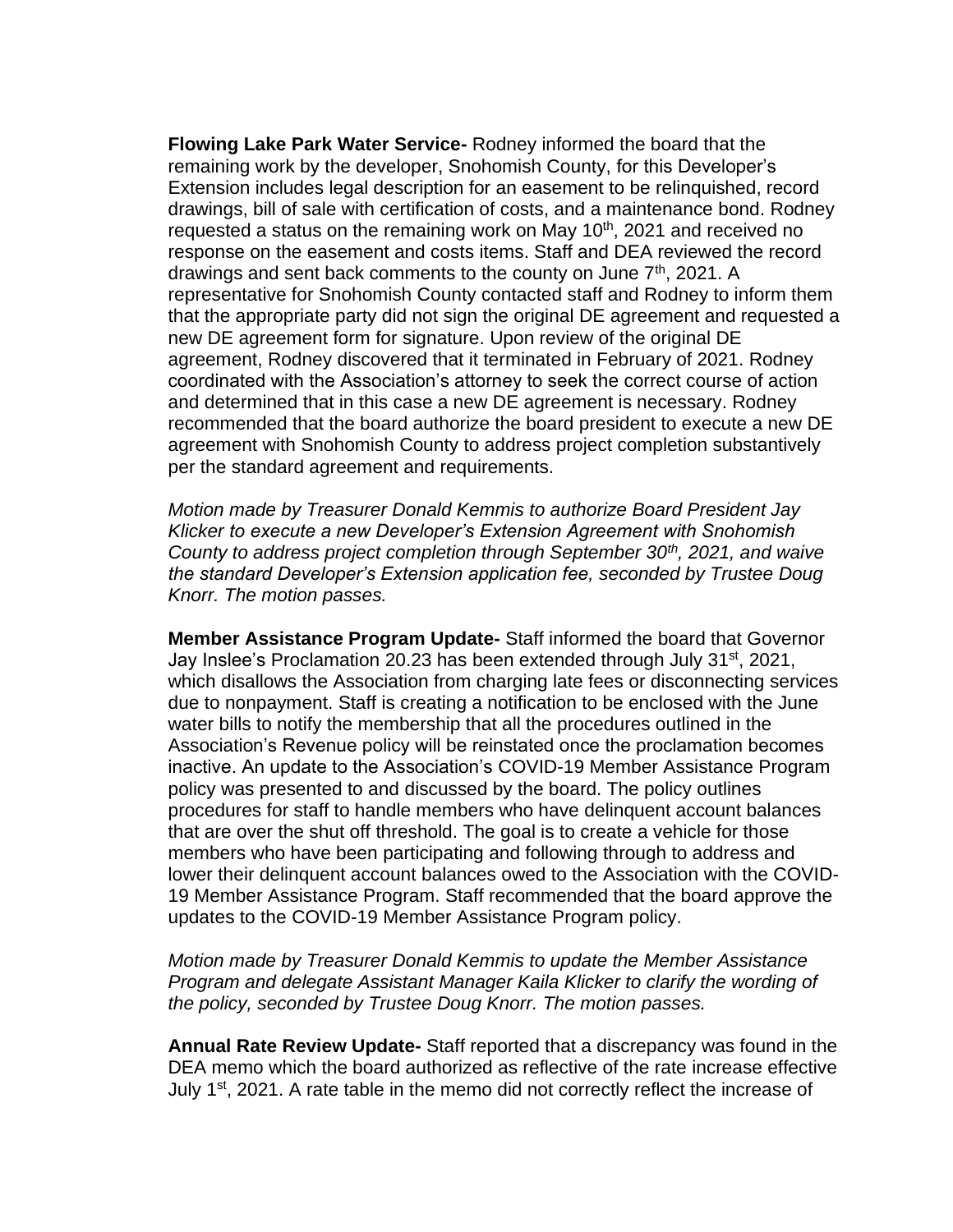**Flowing Lake Park Water Service-** Rodney informed the board that the remaining work by the developer, Snohomish County, for this Developer's Extension includes legal description for an easement to be relinquished, record drawings, bill of sale with certification of costs, and a maintenance bond. Rodney requested a status on the remaining work on May 10th, 2021 and received no response on the easement and costs items. Staff and DEA reviewed the record drawings and sent back comments to the county on June 7th, 2021. A representative for Snohomish County contacted staff and Rodney to inform them that the appropriate party did not sign the original DE agreement and requested a new DE agreement form for signature. Upon review of the original DE agreement, Rodney discovered that it terminated in February of 2021. Rodney coordinated with the Association's attorney to seek the correct course of action and determined that in this case a new DE agreement is necessary. Rodney recommended that the board authorize the board president to execute a new DE agreement with Snohomish County to address project completion substantively per the standard agreement and requirements.

*Motion made by Treasurer Donald Kemmis to authorize Board President Jay Klicker to execute a new Developer's Extension Agreement with Snohomish County to address project completion through September 30th, 2021, and waive the standard Developer's Extension application fee, seconded by Trustee Doug Knorr. The motion passes.*

**Member Assistance Program Update-** Staff informed the board that Governor Jay Inslee's Proclamation 20.23 has been extended through July 31st, 2021, which disallows the Association from charging late fees or disconnecting services due to nonpayment. Staff is creating a notification to be enclosed with the June water bills to notify the membership that all the procedures outlined in the Association's Revenue policy will be reinstated once the proclamation becomes inactive. An update to the Association's COVID-19 Member Assistance Program policy was presented to and discussed by the board. The policy outlines procedures for staff to handle members who have delinquent account balances that are over the shut off threshold. The goal is to create a vehicle for those members who have been participating and following through to address and lower their delinquent account balances owed to the Association with the COVID-19 Member Assistance Program. Staff recommended that the board approve the updates to the COVID-19 Member Assistance Program policy.

*Motion made by Treasurer Donald Kemmis to update the Member Assistance Program and delegate Assistant Manager Kaila Klicker to clarify the wording of the policy, seconded by Trustee Doug Knorr. The motion passes.*

**Annual Rate Review Update-** Staff reported that a discrepancy was found in the DEA memo which the board authorized as reflective of the rate increase effective July 1st, 2021. A rate table in the memo did not correctly reflect the increase of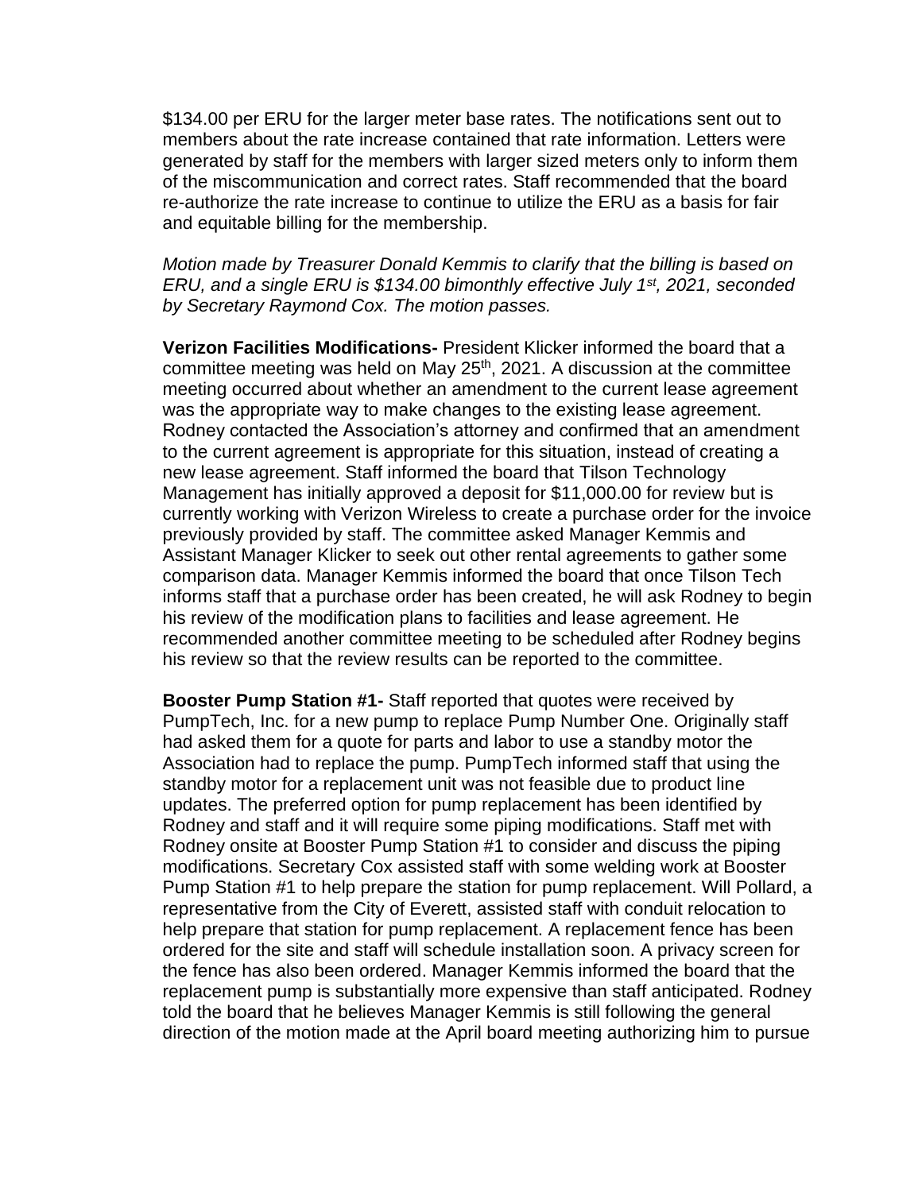$134.00 per ERU for the larger meter base rates. The notifications sent out to members about the rate increase contained that rate information. Letters were generated by staff for the members with larger sized meters only to inform them of the miscommunication and correct rates. Staff recommended that the board re-authorize the rate increase to continue to utilize the ERU as a basis for fair and equitable billing for the membership.

*Motion made by Treasurer Donald Kemmis to clarify that the billing is based on ERU, and a single ERU is $134.00 bimonthly effective July 1st, 2021, seconded by Secretary Raymond Cox. The motion passes.*

**Verizon Facilities Modifications-** President Klicker informed the board that a committee meeting was held on May 25th, 2021. A discussion at the committee meeting occurred about whether an amendment to the current lease agreement was the appropriate way to make changes to the existing lease agreement. Rodney contacted the Association's attorney and confirmed that an amendment to the current agreement is appropriate for this situation, instead of creating a new lease agreement. Staff informed the board that Tilson Technology Management has initially approved a deposit for $11,000.00 for review but is currently working with Verizon Wireless to create a purchase order for the invoice previously provided by staff. The committee asked Manager Kemmis and Assistant Manager Klicker to seek out other rental agreements to gather some comparison data. Manager Kemmis informed the board that once Tilson Tech informs staff that a purchase order has been created, he will ask Rodney to begin his review of the modification plans to facilities and lease agreement. He recommended another committee meeting to be scheduled after Rodney begins his review so that the review results can be reported to the committee.

**Booster Pump Station #1-** Staff reported that quotes were received by PumpTech, Inc. for a new pump to replace Pump Number One. Originally staff had asked them for a quote for parts and labor to use a standby motor the Association had to replace the pump. PumpTech informed staff that using the standby motor for a replacement unit was not feasible due to product line updates. The preferred option for pump replacement has been identified by Rodney and staff and it will require some piping modifications. Staff met with Rodney onsite at Booster Pump Station #1 to consider and discuss the piping modifications. Secretary Cox assisted staff with some welding work at Booster Pump Station #1 to help prepare the station for pump replacement. Will Pollard, a representative from the City of Everett, assisted staff with conduit relocation to help prepare that station for pump replacement. A replacement fence has been ordered for the site and staff will schedule installation soon. A privacy screen for the fence has also been ordered. Manager Kemmis informed the board that the replacement pump is substantially more expensive than staff anticipated. Rodney told the board that he believes Manager Kemmis is still following the general direction of the motion made at the April board meeting authorizing him to pursue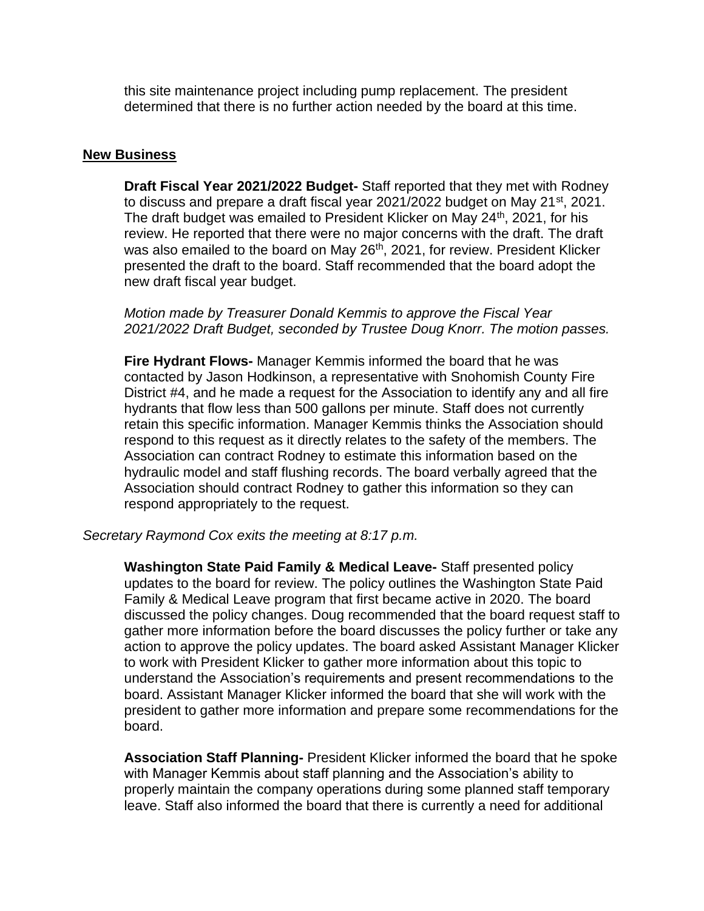this site maintenance project including pump replacement. The president determined that there is no further action needed by the board at this time.

## New Business

**Draft Fiscal Year 2021/2022 Budget-** Staff reported that they met with Rodney to discuss and prepare a draft fiscal year 2021/2022 budget on May 21st, 2021. The draft budget was emailed to President Klicker on May 24th, 2021, for his review. He reported that there were no major concerns with the draft. The draft was also emailed to the board on May 26th, 2021, for review. President Klicker presented the draft to the board. Staff recommended that the board adopt the new draft fiscal year budget.

*Motion made by Treasurer Donald Kemmis to approve the Fiscal Year 2021/2022 Draft Budget, seconded by Trustee Doug Knorr. The motion passes.*

**Fire Hydrant Flows-** Manager Kemmis informed the board that he was contacted by Jason Hodkinson, a representative with Snohomish County Fire District #4, and he made a request for the Association to identify any and all fire hydrants that flow less than 500 gallons per minute. Staff does not currently retain this specific information. Manager Kemmis thinks the Association should respond to this request as it directly relates to the safety of the members. The Association can contract Rodney to estimate this information based on the hydraulic model and staff flushing records. The board verbally agreed that the Association should contract Rodney to gather this information so they can respond appropriately to the request.

*Secretary Raymond Cox exits the meeting at 8:17 p.m.*

**Washington State Paid Family & Medical Leave-** Staff presented policy updates to the board for review. The policy outlines the Washington State Paid Family & Medical Leave program that first became active in 2020. The board discussed the policy changes. Doug recommended that the board request staff to gather more information before the board discusses the policy further or take any action to approve the policy updates. The board asked Assistant Manager Klicker to work with President Klicker to gather more information about this topic to understand the Association's requirements and present recommendations to the board. Assistant Manager Klicker informed the board that she will work with the president to gather more information and prepare some recommendations for the board.

**Association Staff Planning-** President Klicker informed the board that he spoke with Manager Kemmis about staff planning and the Association's ability to properly maintain the company operations during some planned staff temporary leave. Staff also informed the board that there is currently a need for additional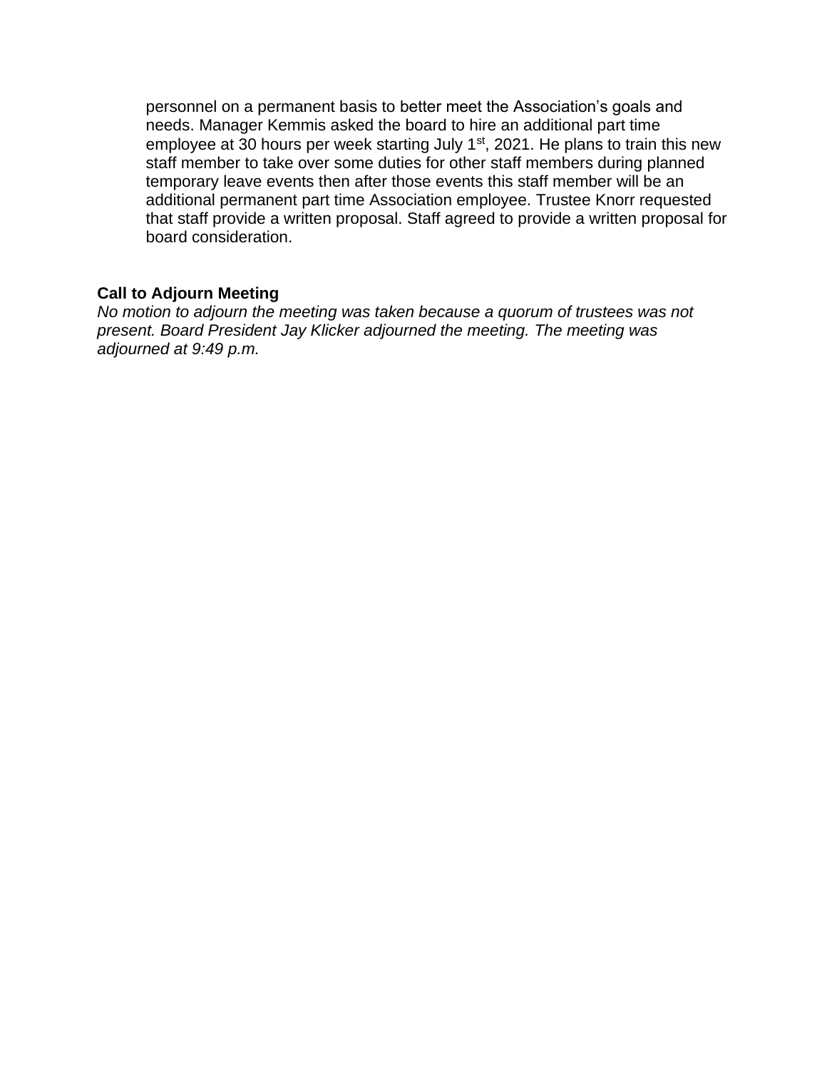personnel on a permanent basis to better meet the Association's goals and needs. Manager Kemmis asked the board to hire an additional part time employee at 30 hours per week starting July 1st, 2021. He plans to train this new staff member to take over some duties for other staff members during planned temporary leave events then after those events this staff member will be an additional permanent part time Association employee. Trustee Knorr requested that staff provide a written proposal. Staff agreed to provide a written proposal for board consideration.

**Call to Adjourn Meeting**

*No motion to adjourn the meeting was taken because a quorum of trustees was not present. Board President Jay Klicker adjourned the meeting. The meeting was adjourned at 9:49 p.m.*